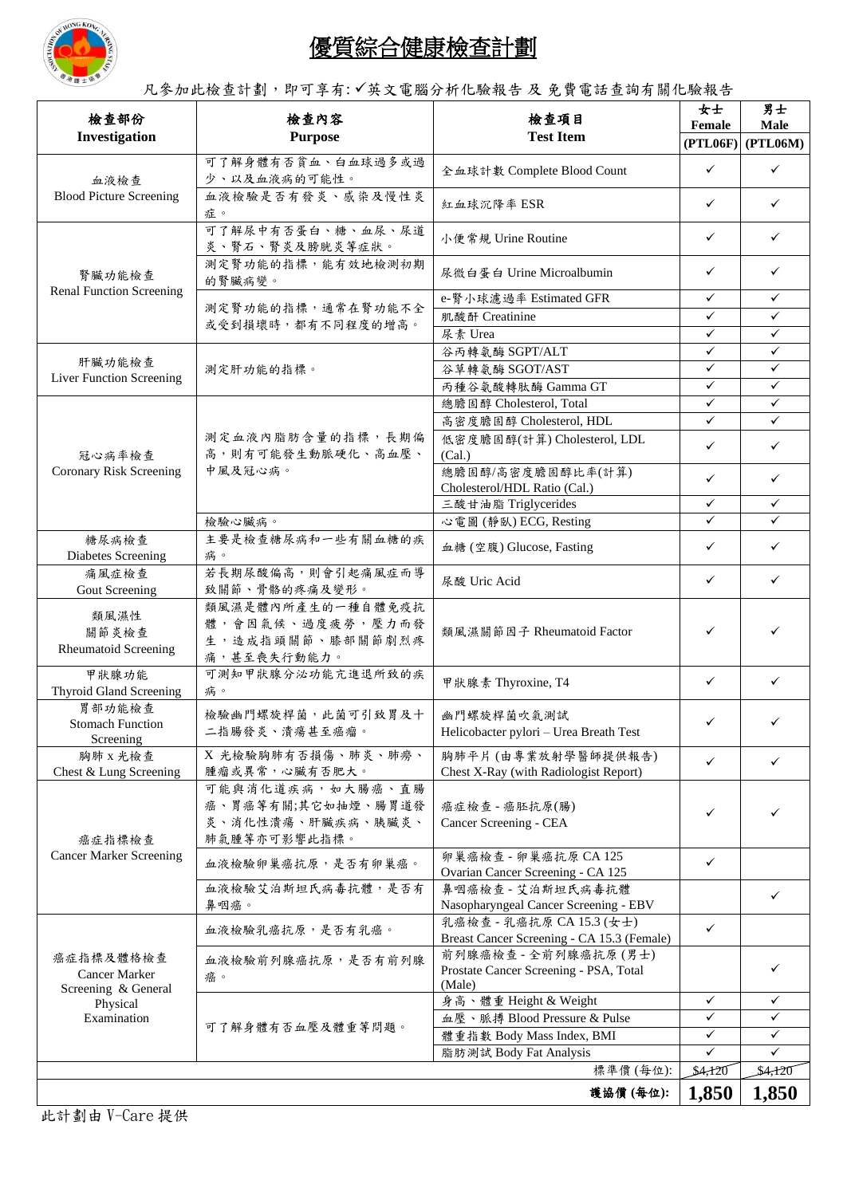# 優質綜合健康檢查計劃

凡參加此檢查計劃，即可享有:✓英文電腦分析化驗報告 及 免費電話查詢有關化驗報告

| 檢查部份 Investigation | 檢查內容 Purpose | 檢查項目 Test Item | 女士 Female (PTL06F) | 男士 Male (PTL06M) |
|---|---|---|---|---|
| 血液檢查 Blood Picture Screening | 可了解身體有否貧血、白血球過多或過少、以及血液病的可能性。 | 全血球計數 Complete Blood Count | ✓ | ✓ |
| | 血液檢驗是否有發炎、感染及慢性炎症。 | 紅血球沉降率 ESR | ✓ | ✓ |
| 腎臟功能檢查 Renal Function Screening | 可了解尿中有否蛋白、糖、血尿、尿道炎、腎石、腎炎及膀胱炎等症狀。 | 小便常規 Urine Routine | ✓ | ✓ |
| | 測定腎功能的指標，能有效地檢測初期的腎臟病變。 | 尿微白蛋白 Urine Microalbumin | ✓ | ✓ |
| | 測定腎功能的指標，通常在腎功能不全或受到損壞時，都有不同程度的增高。 | e-腎小球濾過率 Estimated GFR | ✓ | ✓ |
| | | 肌酸酐 Creatinine | ✓ | ✓ |
| | | 尿素 Urea | ✓ | ✓ |
| 肝臟功能檢查 Liver Function Screening | 測定肝功能的指標。 | 谷丙轉氨酶 SGPT/ALT | ✓ | ✓ |
| | | 谷草轉氨酶 SGOT/AST | ✓ | ✓ |
| | | 丙種谷氨酸轉肽酶 Gamma GT | ✓ | ✓ |
| 冠心病率檢查 Coronary Risk Screening | 測定血液內脂肪含量的指標，長期偏高，則有可能發生動脈硬化、高血壓、中風及冠心病。 | 總膽固醇 Cholesterol, Total | ✓ | ✓ |
| | | 高密度膽固醇 Cholesterol, HDL | ✓ | ✓ |
| | | 低密度膽固醇(計算) Cholesterol, LDL (Cal.) | ✓ | ✓ |
| | | 總膽固醇/高密度膽固醇比率(計算) Cholesterol/HDL Ratio (Cal.) | ✓ | ✓ |
| | | 三酸甘油脂 Triglycerides | ✓ | ✓ |
| | 檢驗心臟病。 | 心電圖 (靜臥) ECG, Resting | ✓ | ✓ |
| 糖尿病檢查 Diabetes Screening | 主要是檢查糖尿病和一些有關血糖的疾病。 | 血糖 (空腹) Glucose, Fasting | ✓ | ✓ |
| 痛風症檢查 Gout Screening | 若長期尿酸偏高，則會引起痛風症而導致關節、骨骼的疼痛及變形。 | 尿酸 Uric Acid | ✓ | ✓ |
| 類風濕性關節炎檢查 Rheumatoid Screening | 類風濕是體內所產生的一種自體免疫抗體，會因氣候、過度疲勞，壓力而發生，造成指頭關節、膝部關節劇烈疼痛，甚至喪失行動能力。 | 類風濕關節因子 Rheumatoid Factor | ✓ | ✓ |
| 甲狀腺功能 Thyroid Gland Screening | 可測知甲狀腺分泌功能亢進退所致的疾病。 | 甲狀腺素 Thyroxine, T4 | ✓ | ✓ |
| 胃部功能檢查 Stomach Function Screening | 檢驗幽門螺旋桿菌，此菌可引致胃及十二指腸發炎、潰瘍甚至癌瘤。 | 幽門螺旋桿菌吹氣測試 Helicobacter pylori – Urea Breath Test | ✓ | ✓ |
| 胸肺 X 光檢查 Chest & Lung Screening | X 光檢驗胸肺有否損傷、肺炎、肺癆、腫瘤或異常，心臟有否肥大。 | 胸肺平片 (由專業放射學醫師提供報告) Chest X-Ray (with Radiologist Report) | ✓ | ✓ |
| 癌症指標檢查 Cancer Marker Screening | 可能與消化道疾病，如大腸癌、直腸癌、胃癌等有關;其它如抽煙、腸胃道發炎、消化性潰瘍、肝臟疾病、胰臟炎、肺氣腫等亦可影響此指標。 | 癌症檢查 - 癌胚抗原(腸) Cancer Screening - CEA | ✓ | ✓ |
| | 血液檢驗卵巢癌抗原，是否有卵巢癌。 | 卵巢癌檢查 - 卵巢癌抗原 CA 125 Ovarian Cancer Screening - CA 125 | ✓ | |
| | 血液檢驗艾泊斯坦氏病毒抗體，是否有鼻咽癌。 | 鼻咽癌檢查 - 艾泊斯坦氏病毒抗體 Nasopharyngeal Cancer Screening - EBV | | ✓ |
| 癌症指標及體格檢查 Cancer Marker Screening & General Physical Examination | 血液檢驗乳癌抗原，是否有乳癌。 | 乳癌檢查 - 乳癌抗原 CA 15.3 (女士) Breast Cancer Screening - CA 15.3 (Female) | ✓ | |
| | 血液檢驗前列腺癌抗原，是否有前列腺癌。 | 前列腺癌檢查 - 全前列腺癌抗原 (男士) Prostate Cancer Screening - PSA, Total (Male) | | ✓ |
| | 可了解身體有否血壓及體重等問題。 | 身高、體重 Height & Weight | ✓ | ✓ |
| | | 血壓、脈搏 Blood Pressure & Pulse | ✓ | ✓ |
| | | 體重指數 Body Mass Index, BMI | ✓ | ✓ |
| | | 脂肪測試 Body Fat Analysis | ✓ | ✓ |
| | | 標準價 (每位): | ~~$4,120~~ | ~~$4,120~~ |
| | | **護協價 (每位):** | **1,850** | **1,850** |

此計劃由 V-Care 提供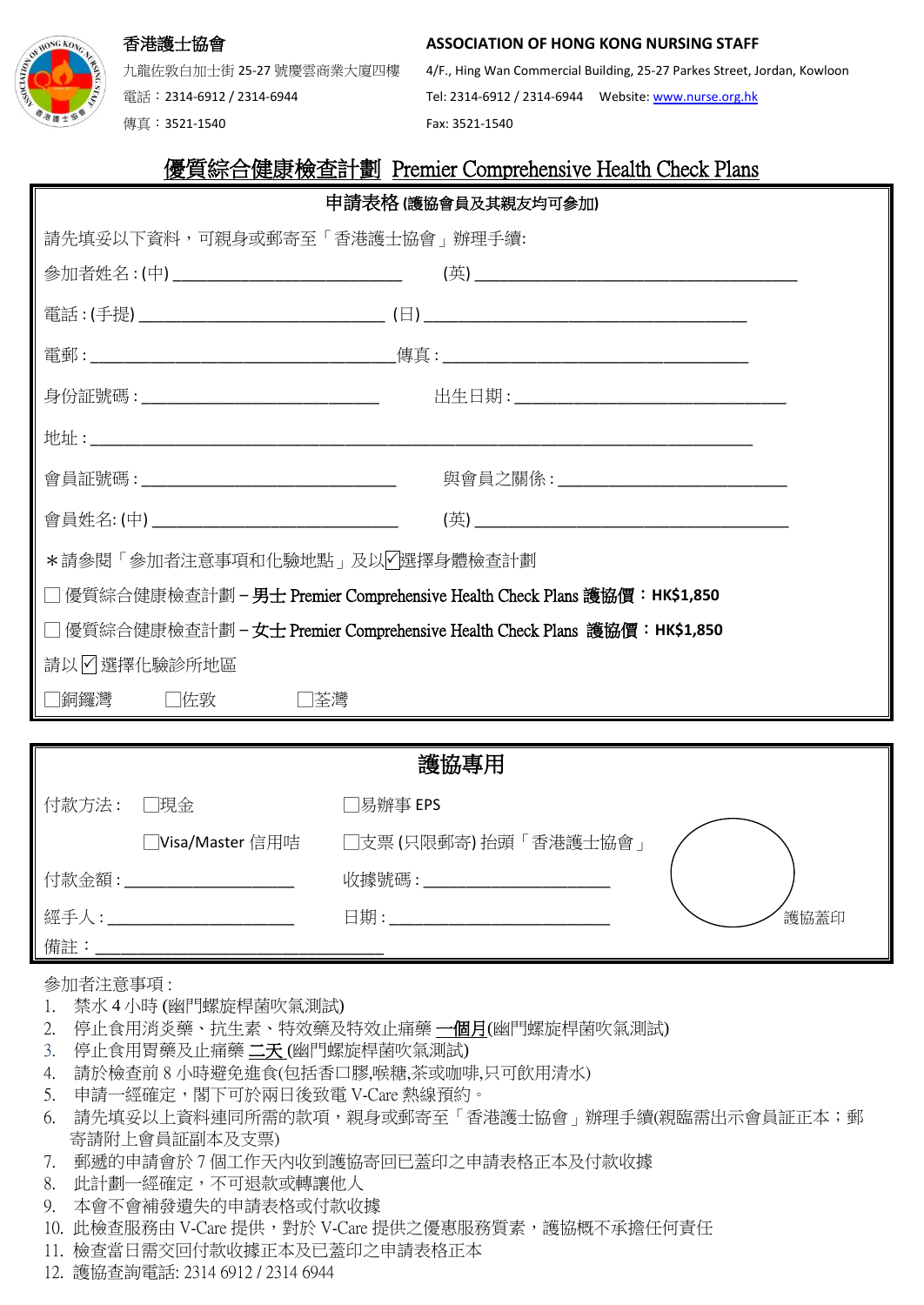香港護士協會

九龍佐敦白加士街 25-27 號慶雲商業大廈四樓

電話：2314-6912 / 2314-6944

傳真：3521-1540

**ASSOCIATION OF HONG KONG NURSING STAFF**

4/F., Hing Wan Commercial Building, 25-27 Parkes Street, Jordan, Kowloon

Tel: 2314-6912 / 2314-6944 Website: www.nurse.org.hk

Fax: 3521-1540

# 優質綜合健康檢查計劃 Premier Comprehensive Health Check Plans

## 申請表格 (護協會員及其親友均可參加)

請先填妥以下資料，可親身或郵寄至「香港護士協會」辦理手續:

參加者姓名 : (中) ____________________ (英) ____________________

電話 : (手提) ____________________ (日) ____________________

電郵 : ____________________ 傳真 : ____________________

身份証號碼 : ____________________ 出生日期 : ____________________

地址 : ________________________________________

會員証號碼 : ____________________ 與會員之關係 : ____________________

會員姓名: (中) ____________________ (英) ____________________

＊請參閱「參加者注意事項和化驗地點」及以☑選擇身體檢查計劃

☐ 優質綜合健康檢查計劃 – **男士** Premier Comprehensive Health Check Plans **護協價：HK$1,850**

☐ 優質綜合健康檢查計劃 – **女士** Premier Comprehensive Health Check Plans **護協價：HK$1,850**

請以☑選擇化驗診所地區

☐銅鑼灣 ☐佐敦 ☐荃灣

## 護協專用

付款方法： ☐現金 ☐易辦事 EPS

☐Visa/Master 信用咭 ☐支票 (只限郵寄) 抬頭「香港護士協會」

付款金額 : ____________________ 收據號碼 : ____________________

經手人 : ____________________ 日期 : ____________________

護協蓋印

備註 : ____________________

參加者注意事項 :

1. 禁水 4 小時 (幽門螺旋桿菌吹氣測試)
2. 停止食用消炎藥、抗生素、特效藥及特效止痛藥 **一個月**(幽門螺旋桿菌吹氣測試)
3. 停止食用胃藥及止痛藥 **二天** (幽門螺旋桿菌吹氣測試)
4. 請於檢查前 8 小時避免進食(包括香口膠,喉糖,茶或咖啡,只可飲用清水)
5. 申請一經確定，閣下可於兩日後致電 V-Care 熱線預約。
6. 請先填妥以上資料連同所需的款項，親身或郵寄至「香港護士協會」辦理手續(親臨需出示會員証正本；郵寄請附上會員証副本及支票)
7. 郵遞的申請會於 7 個工作天內收到護協寄回已蓋印之申請表格正本及付款收據
8. 此計劃一經確定，不可退款或轉讓他人
9. 本會不會補發遺失的申請表格或付款收據
10. 此檢查服務由 V-Care 提供，對於 V-Care 提供之優惠服務質素，護協概不承擔任何責任
11. 檢查當日需交回付款收據正本及已蓋印之申請表格正本
12. 護協查詢電話: 2314 6912 / 2314 6944